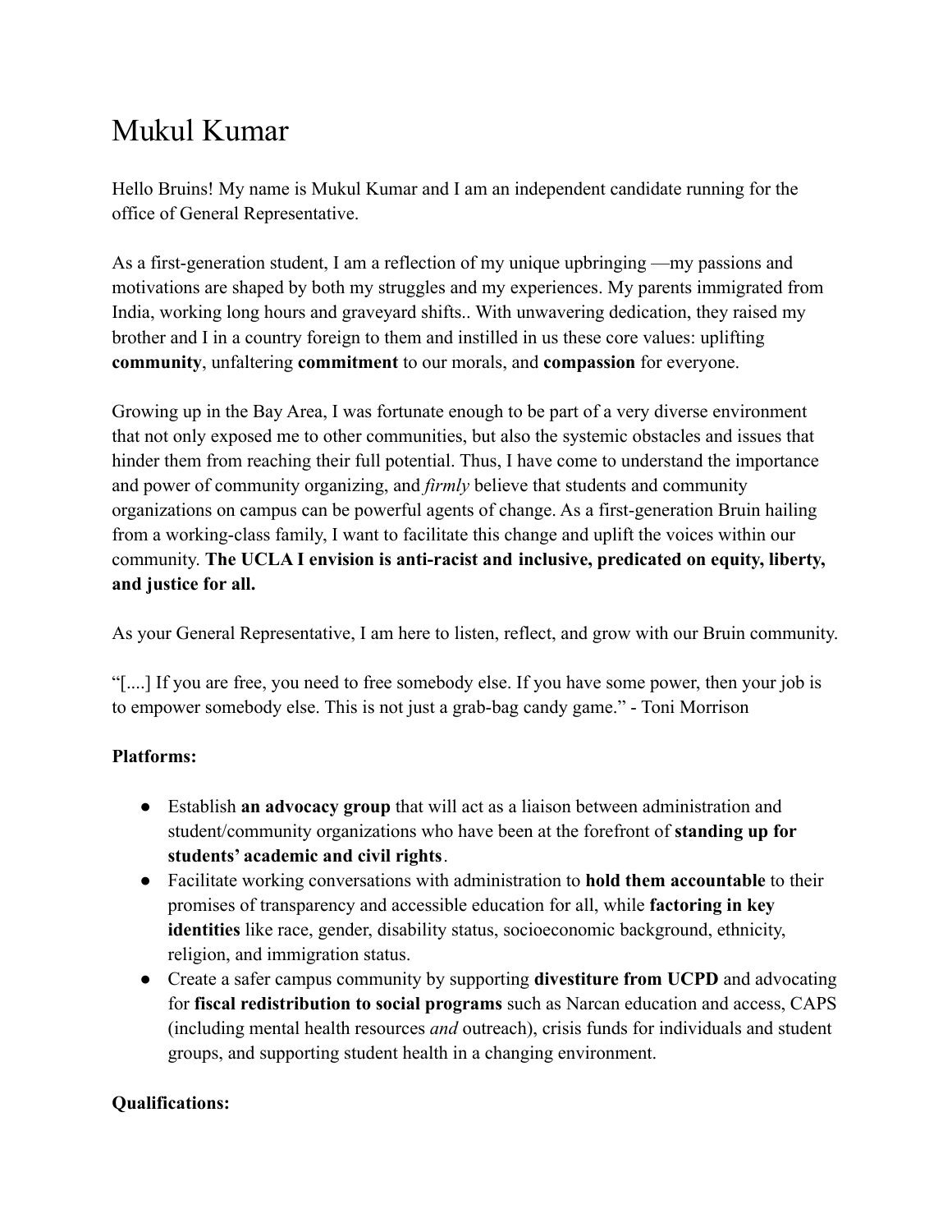# Mukul Kumar

Hello Bruins! My name is Mukul Kumar and I am an independent candidate running for the office of General Representative.

As a first-generation student, I am a reflection of my unique upbringing —my passions and motivations are shaped by both my struggles and my experiences. My parents immigrated from India, working long hours and graveyard shifts.. With unwavering dedication, they raised my brother and I in a country foreign to them and instilled in us these core values: uplifting **community**, unfaltering **commitment** to our morals, and **compassion** for everyone.

Growing up in the Bay Area, I was fortunate enough to be part of a very diverse environment that not only exposed me to other communities, but also the systemic obstacles and issues that hinder them from reaching their full potential. Thus, I have come to understand the importance and power of community organizing, and *firmly* believe that students and community organizations on campus can be powerful agents of change. As a first-generation Bruin hailing from a working-class family, I want to facilitate this change and uplift the voices within our community. **The UCLA I envision is anti-racist and inclusive, predicated on equity, liberty, and justice for all.**

As your General Representative, I am here to listen, reflect, and grow with our Bruin community.

"[....] If you are free, you need to free somebody else. If you have some power, then your job is to empower somebody else. This is not just a grab-bag candy game." - Toni Morrison

**Platforms:**

- Establish **an advocacy group** that will act as a liaison between administration and student/community organizations who have been at the forefront of **standing up for students' academic and civil rights**.
- Facilitate working conversations with administration to **hold them accountable** to their promises of transparency and accessible education for all, while **factoring in key identities** like race, gender, disability status, socioeconomic background, ethnicity, religion, and immigration status.
- Create a safer campus community by supporting **divestiture from UCPD** and advocating for **fiscal redistribution to social programs** such as Narcan education and access, CAPS (including mental health resources *and* outreach), crisis funds for individuals and student groups, and supporting student health in a changing environment.

**Qualifications:**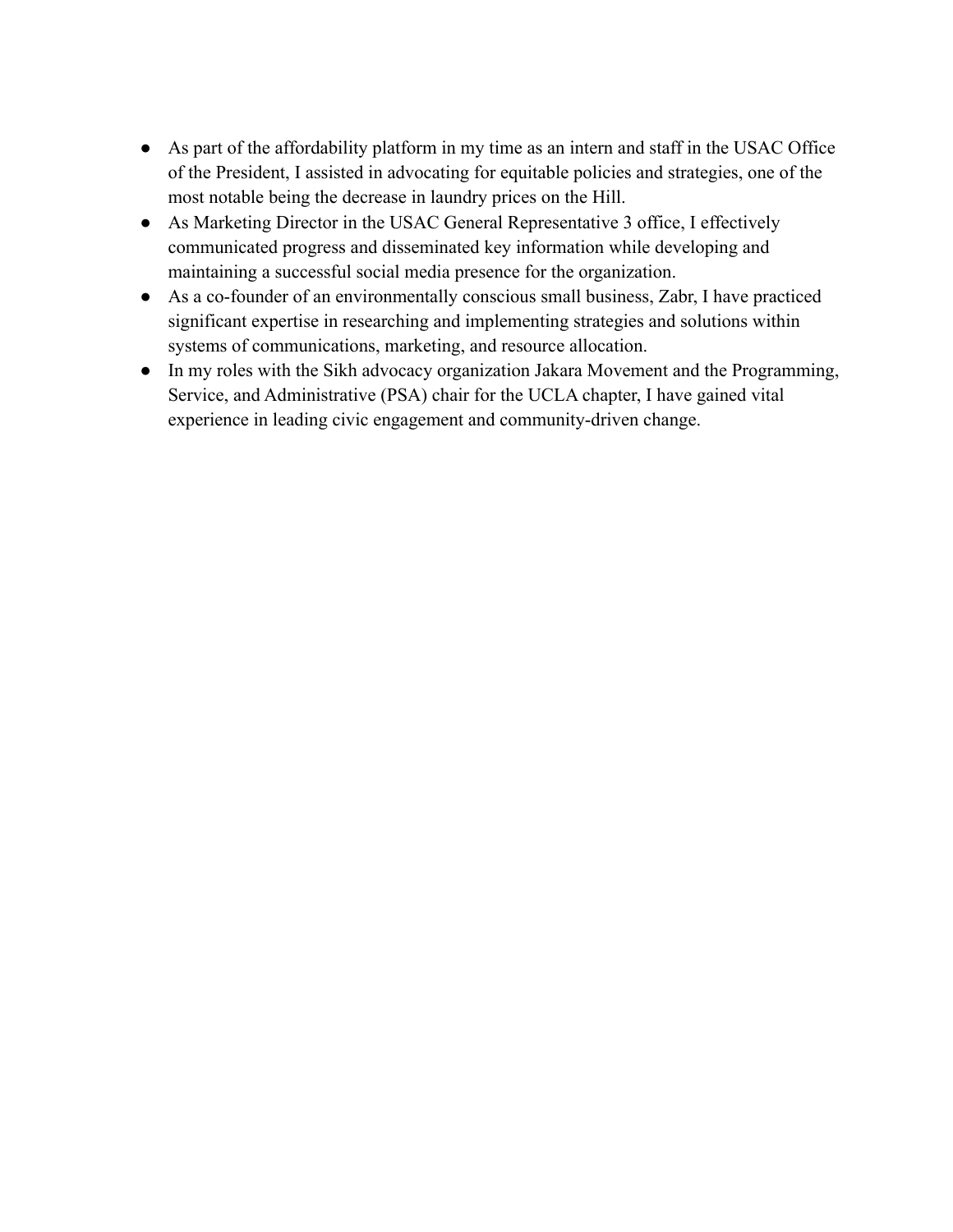- As part of the affordability platform in my time as an intern and staff in the USAC Office of the President, I assisted in advocating for equitable policies and strategies, one of the most notable being the decrease in laundry prices on the Hill.
- As Marketing Director in the USAC General Representative 3 office, I effectively communicated progress and disseminated key information while developing and maintaining a successful social media presence for the organization.
- As a co-founder of an environmentally conscious small business, Zabr, I have practiced significant expertise in researching and implementing strategies and solutions within systems of communications, marketing, and resource allocation.
- In my roles with the Sikh advocacy organization Jakara Movement and the Programming, Service, and Administrative (PSA) chair for the UCLA chapter, I have gained vital experience in leading civic engagement and community-driven change.